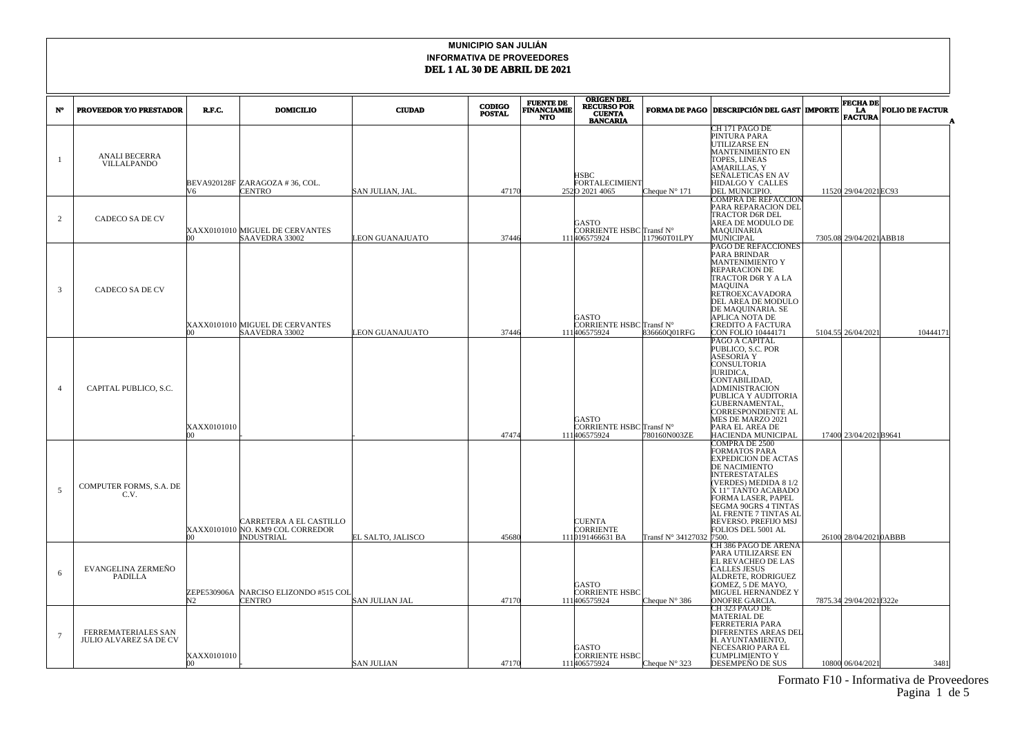**MUNICIPIO SAN JULIÁN**

**INFORMATIVA DE PROVEEDORES**

**DEL 1 AL 30 DE ABRIL DE 2021**

| Nº | PROVEEDOR Y/O PRESTADOR | R.F.C. | DOMICILIO | CIUDAD | CODIGO POSTAL | FUENTE DE FINANCIAMIENTO | ORIGEN DEL RECURSO POR CUENTA BANCARIA | FORMA DE PAGO | DESCRIPCIÓN DEL GASTO | IMPORTE | FECHA DE LA FACTURA | FOLIO DE FACTURA |
|---|---|---|---|---|---|---|---|---|---|---|---|---|
| 1 | ANALI BECERRA VILLALPANDO | BEVA920128FV6 | ZARAGOZA # 36, COL. CENTRO | SAN JULIAN, JAL. | 47170 | 252 | HSBC FORTALECIMIENTO 2021 4065 | Cheque N° 171 | CH 171 PAGO DE PINTURA PARA UTILIZARSE EN MANTENIMIENTO EN TOPES, LINEAS AMARILLAS, Y SEÑALETICAS EN AV HIDALGO Y CALLES DEL MUNICIPIO. | 11520 | 29/04/2021 | EC93 |
| 2 | CADECO SA DE CV | XAXX010101000 | MIGUEL DE CERVANTES SAAVEDRA 33002 | LEON GUANAJUATO | 37446 | 111 | GASTO CORRIENTE HSBC 406575924 | Transf N° 117960T01LPY | COMPRA DE REFACCION PARA REPARACION DEL TRACTOR D6R DEL AREA DE MODULO DE MAQUINARIA MUNICIPAL | 7305.08 | 29/04/2021 | ABB18 |
| 3 | CADECO SA DE CV | XAXX010101000 | MIGUEL DE CERVANTES SAAVEDRA 33002 | LEON GUANAJUATO | 37446 | 111 | GASTO CORRIENTE HSBC 406575924 | Transf N° 836660Q01RFG | PAGO DE REFACCIONES PARA BRINDAR MANTENIMIENTO Y REPARACION DE TRACTOR D6R Y A LA MAQUINA RETROEXCAVADORA DEL AREA DE MODULO DE MAQUINARIA. SE APLICA NOTA DE CREDITO A FACTURA CON FOLIO 10444171 | 5104.55 | 26/04/2021 | 10444171 |
| 4 | CAPITAL PUBLICO, S.C. | XAXX010101000 | - | - | 47474 | 111 | GASTO CORRIENTE HSBC 406575924 | Transf N° 780160N003ZE | PAGO A CAPITAL PUBLICO, S.C. POR ASESORIA Y CONSULTORIA JURIDICA, CONTABILIDAD, ADMINISTRACION PUBLICA Y AUDITORIA GUBERNAMENTAL, CORRESPONDIENTE AL MES DE MARZO 2021 PARA EL AREA DE HACIENDA MUNICIPAL | 17400 | 23/04/2021 | B9641 |
| 5 | COMPUTER FORMS, S.A. DE C.V. | XAXX010101000 | CARRETERA A EL CASTILLO NO. KM9 COL CORREDOR INDUSTRIAL | EL SALTO, JALISCO | 45680 | 111 | CUENTA CORRIENTE 0191466631 BA | Transf N° 34127032 | COMPRA DE 2500 FORMATOS PARA EXPEDICION DE ACTAS DE NACIMIENTO INTERESTATALES (VERDES) MEDIDA 8 1/2 X 11" TANTO ACABADO FORMA LASER, PAPEL SEGMA 90GRS 4 TINTAS AL FRENTE 7 TINTAS AL REVERSO. PREFIJO MSJ FOLIOS DEL 5001 AL 7500. | 26100 | 28/04/2021 | 0ABBB |
| 6 | EVANGELINA ZERMEÑO PADILLA | ZEPE530906AN2 | NARCISO ELIZONDO #515 COL CENTRO | SAN JULIAN JAL | 47170 | 111 | GASTO CORRIENTE HSBC 406575924 | Cheque N° 386 | CH 386 PAGO DE ARENA PARA UTILIZARSE EN EL REVACHEO DE LAS CALLES JESUS ALDRETE, RODRIGUEZ GOMEZ, 5 DE MAYO, MIGUEL HERNANDEZ Y ONOFRE GARCIA. | 7875.34 | 29/04/2021 | f322e |
| 7 | FERREMATERIALES SAN JULIO ALVAREZ SA DE CV | XAXX010101000 | - | SAN JULIAN | 47170 | 111 | GASTO CORRIENTE HSBC 406575924 | Cheque N° 323 | CH 323 PAGO DE MATERIAL DE FERRETERIA PARA DIFERENTES AREAS DEL H. AYUNTAMIENTO, NECESARIO PARA EL CUMPLIMIENTO Y DESEMPEÑO DE SUS | 10800 | 06/04/2021 | 3481 |

Formato F10 - Informativa de Proveedores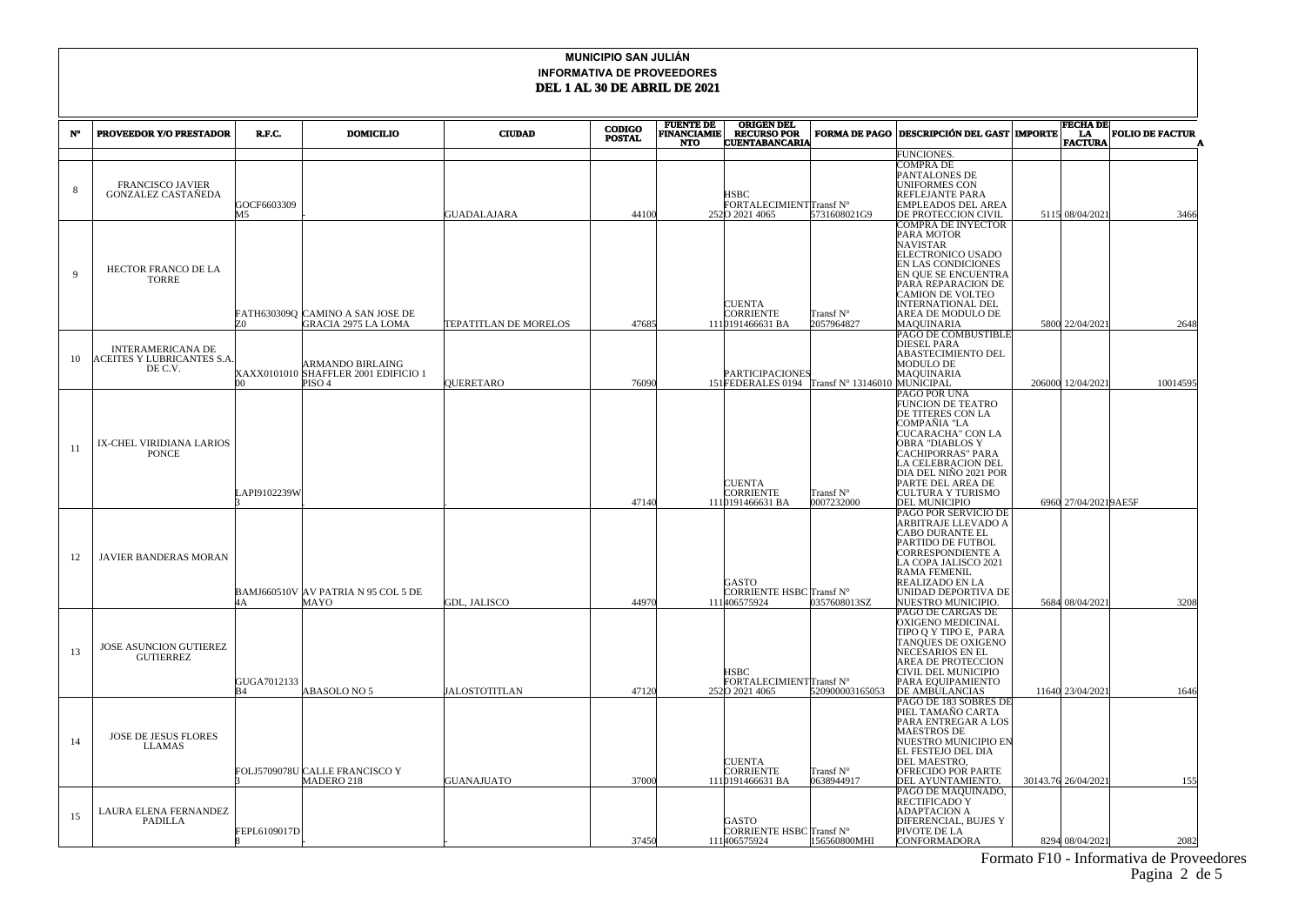# MUNICIPIO SAN JULIÁN

## INFORMATIVA DE PROVEEDORES

### DEL 1 AL 30 DE ABRIL DE 2021

| N° | PROVEEDOR Y/O PRESTADOR | R.F.C. | DOMICILIO | CIUDAD | CODIGO POSTAL | FUENTE DE FINANCIAMIENTO | ORIGEN DEL RECURSO POR CUENTABANCARIA | FORMA DE PAGO | DESCRIPCIÓN DEL GASTO | IMPORTE | FECHA DE LA FACTURA | FOLIO DE FACTURA |
|---|---|---|---|---|---|---|---|---|---|---|---|---|
| | | | | | | | | | FUNCIONES. | | | |
| 8 | FRANCISCO JAVIER GONZALEZ CASTAÑEDA | GOCF6603309M5 | - | GUADALAJARA | 44100 | 252 | HSBC FORTALECIMIENTO 2021 4065 | Transf N° 5731608021G9 | COMPRA DE PANTALONES DE UNIFORMES CON REFLEJANTE PARA EMPLEADOS DEL AREA DE PROTECCION CIVIL | 5115 | 08/04/2021 | 3466 |
| 9 | HECTOR FRANCO DE LA TORRE | FATH630309QZ0 | CAMINO A SAN JOSE DE GRACIA 2975 LA LOMA | TEPATITLAN DE MORELOS | 47685 | 111 | CUENTA CORRIENTE 0191466631 BA | Transf N° 2057964827 | COMPRA DE INYECTOR PARA MOTOR NAVISTAR ELECTRONICO USADO EN LAS CONDICIONES EN QUE SE ENCUENTRA PARA REPARACION DE CAMION DE VOLTEO INTERNATIONAL DEL AREA DE MODULO DE MAQUINARIA | 5800 | 22/04/2021 | 2648 |
| 10 | INTERAMERICANA DE ACEITES Y LUBRICANTES S.A. DE C.V. | XAXX010101000 | ARMANDO BIRLAING SHAFFLER 2001 EDIFICIO 1 PISO 4 | QUERETARO | 76090 | 151 | PARTICIPACIONES FEDERALES 0194 | Transf N° 13146010 | PAGO DE COMBUSTIBLE DIESEL PARA ABASTECIMIENTO DEL MODULO DE MAQUINARIA MUNICIPAL | 206000 | 12/04/2021 | 10014595 |
| 11 | IX-CHEL VIRIDIANA LARIOS PONCE | LAPI9102239W3 | . | . | 47140 | 111 | CUENTA CORRIENTE 0191466631 BA | Transf N° 0007232000 | PAGO POR UNA FUNCION DE TEATRO DE TITERES CON LA COMPAÑIA "LA CUCARACHA" CON LA OBRA "DIABLOS Y CACHIPORRAS" PARA LA CELEBRACION DEL DIA DEL NIÑO 2021 POR PARTE DEL AREA DE CULTURA Y TURISMO DEL MUNICIPIO | 6960 | 27/04/2021 | 9AE5F |
| 12 | JAVIER BANDERAS MORAN | BAMJ660510V4A | AV PATRIA N 95 COL 5 DE MAYO | GDL, JALISCO | 44970 | 111 | GASTO CORRIENTE HSBC 406575924 | Transf N° 0357608013SZ | PAGO POR SERVICIO DE ARBITRAJE LLEVADO A CABO DURANTE EL PARTIDO DE FUTBOL CORRESPONDIENTE A LA COPA JALISCO 2021 RAMA FEMENIL REALIZADO EN LA UNIDAD DEPORTIVA DE NUESTRO MUNICIPIO. | 5684 | 08/04/2021 | 3208 |
| 13 | JOSE ASUNCION GUTIERREZ GUTIERREZ | GUGA7012133B4 | ABASOLO NO 5 | JALOSTOTITLAN | 47120 | 252 | HSBC FORTALECIMIENTO 2021 4065 | Transf N° 520900003165053 | PAGO DE CARGAS DE OXIGENO MEDICINAL TIPO Q Y TIPO E, PARA TANQUES DE OXIGENO NECESARIOS EN EL AREA DE PROTECCION CIVIL DEL MUNICIPIO PARA EQUIPAMIENTO DE AMBULANCIAS | 11640 | 23/04/2021 | 1646 |
| 14 | JOSE DE JESUS FLORES LLAMAS | FOLJ5709078U3 | CALLE FRANCISCO Y MADERO 218 | GUANAJUATO | 37000 | 111 | CUENTA CORRIENTE 0191466631 BA | Transf N° 0638944917 | PAGO DE 183 SOBRES DE PIEL TAMAÑO CARTA PARA ENTREGAR A LOS MAESTROS DE NUESTRO MUNICIPIO EN EL FESTEJO DEL DIA DEL MAESTRO, OFRECIDO POR PARTE DEL AYUNTAMIENTO. | 30143.76 | 26/04/2021 | 155 |
| 15 | LAURA ELENA FERNANDEZ PADILLA | FEPL6109017D8 | | - | 37450 | 111 | GASTO CORRIENTE HSBC 406575924 | Transf N° 156560800MHI | PAGO DE MAQUINADO, RECTIFICADO Y ADAPTACION A DIFERENCIAL, BUJES Y PIVOTE DE LA CONFORMADORA | 8294 | 08/04/2021 | 2082 |

Formato F10 - Informativa de Proveedores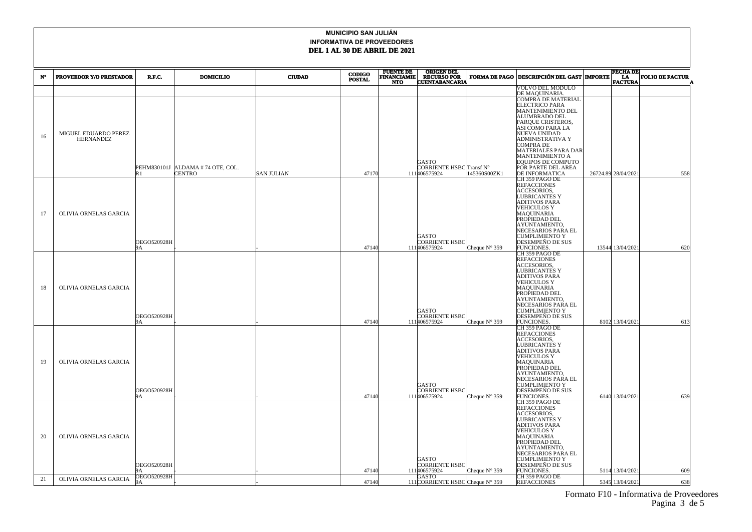**MUNICIPIO SAN JULIÁN**
**INFORMATIVA DE PROVEEDORES**
**DEL 1 AL 30 DE ABRIL DE 2021**

| N° | PROVEEDOR Y/O PRESTADOR | R.F.C. | DOMICILIO | CIUDAD | CODIGO POSTAL | FUENTE DE FINANCIAMIENTO | ORIGEN DEL RECURSO POR CUENTABANCARIA | FORMA DE PAGO | DESCRIPCIÓN DEL GAST | IMPORTE | FECHA DE LA FACTURA | FOLIO DE FACTURA |
|---|---|---|---|---|---|---|---|---|---|---|---|---|
| | | | | | | | | | VOLVO DEL MODULO DE MAQUINARIA. | | | |
| 16 | MIGUEL EDUARDO PEREZ HERNANDEZ | PEHM830101JR1 | ALDAMA # 74 OTE, COL. CENTRO | SAN JULIAN | 47170 | 111 | GASTO CORRIENTE HSBC 406575924 | Transf N° 145360S00ZK1 | COMPRA DE MATERIAL ELECTRICO PARA MANTENIMIENTO DEL ALUMBRADO DEL PARQUE CRISTEROS, ASI COMO PARA LA NUEVA UNIDAD ADMINISTRATIVA Y COMPRA DE MATERIALES PARA DAR MANTENIMIENTO A EQUIPOS DE COMPUTO POR PARTE DEL AREA DE INFORMATICA | 26724.89 | 28/04/2021 | 558 |
| 17 | OLIVIA ORNELAS GARCIA | OEGO520928H9A | - | - | 47140 | 111 | GASTO CORRIENTE HSBC 406575924 | Cheque N° 359 | CH 359 PAGO DE REFACCIONES ACCESORIOS, LUBRICANTES Y ADITIVOS PARA VEHICULOS Y MAQUINARIA PROPIEDAD DEL AYUNTAMIENTO, NECESARIOS PARA EL CUMPLIMIENTO Y DESEMPEÑO DE SUS FUNCIONES. | 13544 | 13/04/2021 | 620 |
| 18 | OLIVIA ORNELAS GARCIA | OEGO520928H9A | - | - | 47140 | 111 | GASTO CORRIENTE HSBC 406575924 | Cheque N° 359 | CH 359 PAGO DE REFACCIONES ACCESORIOS, LUBRICANTES Y ADITIVOS PARA VEHICULOS Y MAQUINARIA PROPIEDAD DEL AYUNTAMIENTO, NECESARIOS PARA EL CUMPLIMIENTO Y DESEMPEÑO DE SUS FUNCIONES. | 8102 | 13/04/2021 | 613 |
| 19 | OLIVIA ORNELAS GARCIA | OEGO520928H9A | - | - | 47140 | 111 | GASTO CORRIENTE HSBC 406575924 | Cheque N° 359 | CH 359 PAGO DE REFACCIONES ACCESORIOS, LUBRICANTES Y ADITIVOS PARA VEHICULOS Y MAQUINARIA PROPIEDAD DEL AYUNTAMIENTO, NECESARIOS PARA EL CUMPLIMIENTO Y DESEMPEÑO DE SUS FUNCIONES. | 6140 | 13/04/2021 | 639 |
| 20 | OLIVIA ORNELAS GARCIA | OEGO520928H9A | - | - | 47140 | 111 | GASTO CORRIENTE HSBC 406575924 | Cheque N° 359 | CH 359 PAGO DE REFACCIONES ACCESORIOS, LUBRICANTES Y ADITIVOS PARA VEHICULOS Y MAQUINARIA PROPIEDAD DEL AYUNTAMIENTO, NECESARIOS PARA EL CUMPLIMIENTO Y DESEMPEÑO DE SUS FUNCIONES. | 5114 | 13/04/2021 | 609 |
| 21 | OLIVIA ORNELAS GARCIA | OEGO520928H9A | - | - | 47140 | 111 | GASTO CORRIENTE HSBC | Cheque N° 359 | CH 359 PAGO DE REFACCIONES | 5345 | 13/04/2021 | 638 |

Formato F10 - Informativa de Proveedores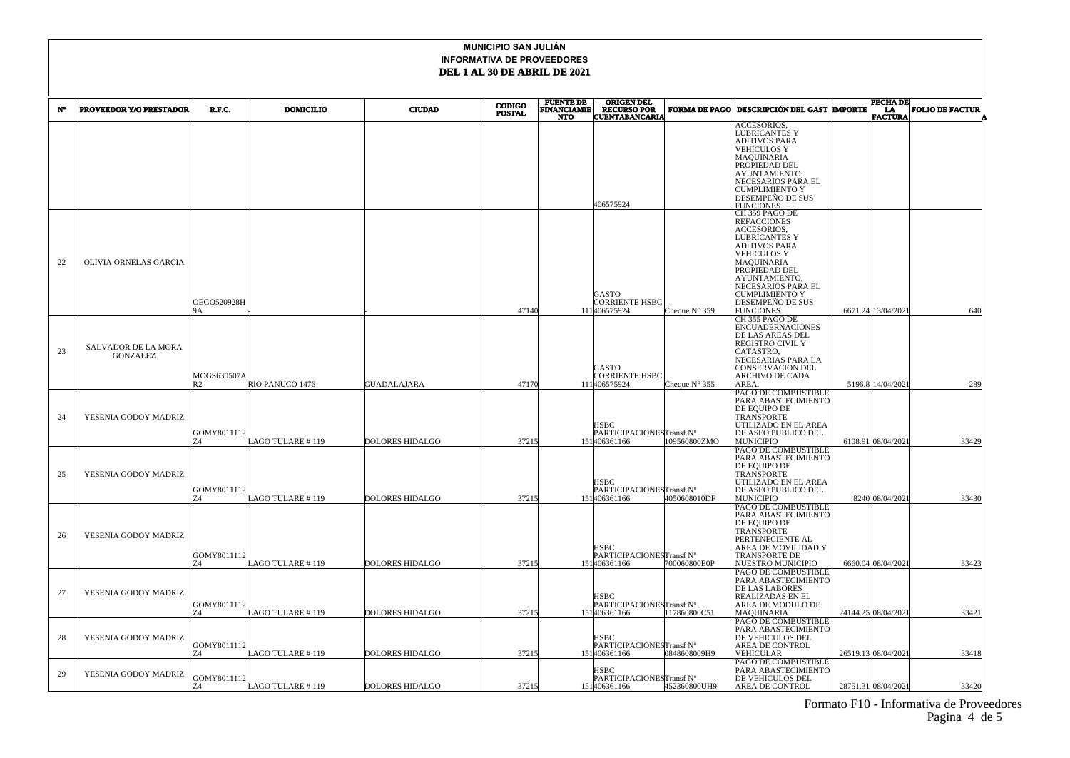**MUNICIPIO SAN JULIÁN**

**INFORMATIVA DE PROVEEDORES**

**DEL 1 AL 30 DE ABRIL DE 2021**

| N° | PROVEEDOR Y/O PRESTADOR | R.F.C. | DOMICILIO | CIUDAD | CODIGO POSTAL | FUENTE DE FINANCIAMIENTO | ORIGEN DEL RECURSO POR CUENTABANCARIA | FORMA DE PAGO | DESCRIPCIÓN DEL GASTO | IMPORTE | FECHA DE LA FACTURA | FOLIO DE FACTURA |
|---|---|---|---|---|---|---|---|---|---|---|---|---|
| | | | | | | | 406575924 | | ACCESORIOS, LUBRICANTES Y ADITIVOS PARA VEHICULOS Y MAQUINARIA PROPIEDAD DEL AYUNTAMIENTO, NECESARIOS PARA EL CUMPLIMIENTO Y DESEMPEÑO DE SUS FUNCIONES. | | | |
| 22 | OLIVIA ORNELAS GARCIA | OEGO520928H9A | - | - | 47140 | 111 | GASTO CORRIENTE HSBC 406575924 | Cheque N° 359 | CH 359 PAGO DE REFACCIONES ACCESORIOS, LUBRICANTES Y ADITIVOS PARA VEHICULOS Y MAQUINARIA PROPIEDAD DEL AYUNTAMIENTO, NECESARIOS PARA EL CUMPLIMIENTO Y DESEMPEÑO DE SUS FUNCIONES. | 6671.24 | 13/04/2021 | 640 |
| 23 | SALVADOR DE LA MORA GONZALEZ | MOGS630507AR2 | RIO PANUCO 1476 | GUADALAJARA | 47170 | 111 | GASTO CORRIENTE HSBC 406575924 | Cheque N° 355 | CH 355 PAGO DE ENCUADERNACIONES DE LAS AREAS DEL REGISTRO CIVIL Y CATASTRO, NECESARIAS PARA LA CONSERVACION DEL ARCHIVO DE CADA AREA. | 5196.8 | 14/04/2021 | 289 |
| 24 | YESENIA GODOY MADRIZ | GOMY8011112Z4 | LAGO TULARE # 119 | DOLORES HIDALGO | 37215 | 151 | HSBC PARTICIPACIONES 406361166 | Transf N° 109560800ZMO | PAGO DE COMBUSTIBLE PARA ABASTECIMIENTO DE EQUIPO DE TRANSPORTE UTILIZADO EN EL AREA DE ASEO PUBLICO DEL MUNICIPIO | 6108.91 | 08/04/2021 | 33429 |
| 25 | YESENIA GODOY MADRIZ | GOMY8011112Z4 | LAGO TULARE # 119 | DOLORES HIDALGO | 37215 | 151 | HSBC PARTICIPACIONES 406361166 | Transf N° 4050608010DF | PAGO DE COMBUSTIBLE PARA ABASTECIMIENTO DE EQUIPO DE TRANSPORTE UTILIZADO EN EL AREA DE ASEO PUBLICO DEL MUNICIPIO | 8240 | 08/04/2021 | 33430 |
| 26 | YESENIA GODOY MADRIZ | GOMY8011112Z4 | LAGO TULARE # 119 | DOLORES HIDALGO | 37215 | 151 | HSBC PARTICIPACIONES 406361166 | Transf N° 700060800E0P | PAGO DE COMBUSTIBLE PARA ABASTECIMIENTO DE EQUIPO DE TRANSPORTE PERTENECIENTE AL AREA DE MOVILIDAD Y TRANSPORTE DE NUESTRO MUNICIPIO | 6660.04 | 08/04/2021 | 33423 |
| 27 | YESENIA GODOY MADRIZ | GOMY8011112Z4 | LAGO TULARE # 119 | DOLORES HIDALGO | 37215 | 151 | HSBC PARTICIPACIONES 406361166 | Transf N° 117860800C51 | PAGO DE COMBUSTIBLE PARA ABASTECIMIENTO DE LAS LABORES REALIZADAS EN EL AREA DE MODULO DE MAQUINARIA | 24144.25 | 08/04/2021 | 33421 |
| 28 | YESENIA GODOY MADRIZ | GOMY8011112Z4 | LAGO TULARE # 119 | DOLORES HIDALGO | 37215 | 151 | HSBC PARTICIPACIONES 406361166 | Transf N° 0848608009H9 | PAGO DE COMBUSTIBLE PARA ABASTECIMIENTO DE VEHICULOS DEL AREA DE CONTROL VEHICULAR | 26519.13 | 08/04/2021 | 33418 |
| 29 | YESENIA GODOY MADRIZ | GOMY8011112Z4 | LAGO TULARE # 119 | DOLORES HIDALGO | 37215 | 151 | HSBC PARTICIPACIONES 406361166 | Transf N° 452360800UH9 | PAGO DE COMBUSTIBLE PARA ABASTECIMIENTO DE VEHICULOS DEL AREA DE CONTROL | 28751.31 | 08/04/2021 | 33420 |

Formato F10 - Informativa de Proveedores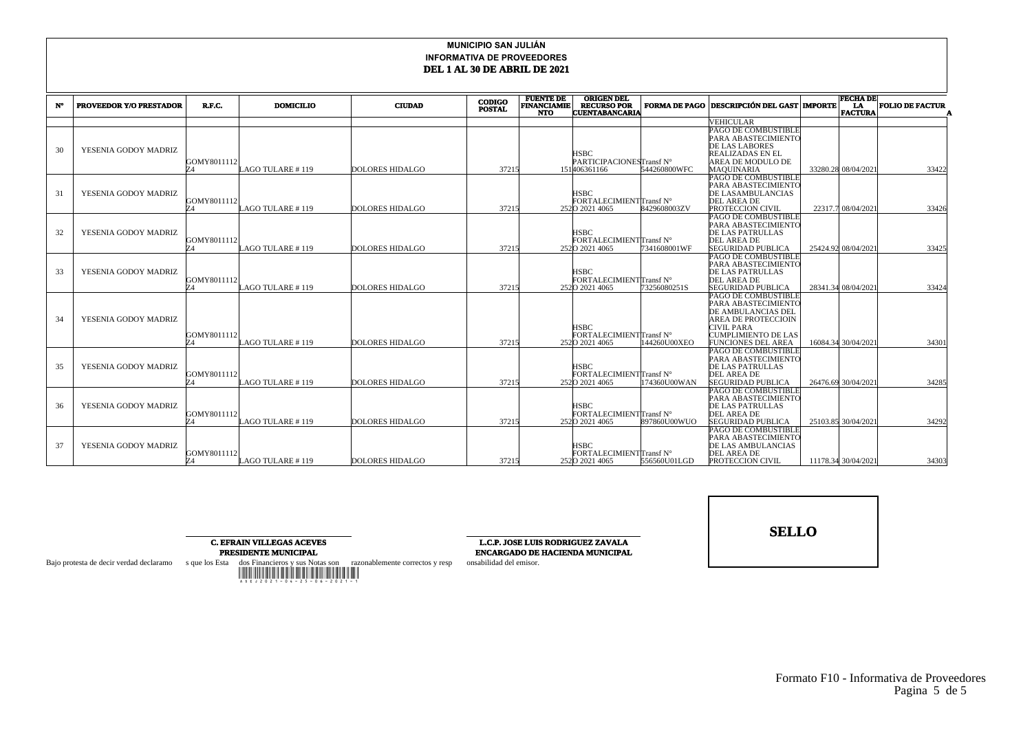**MUNICIPIO SAN JULIÁN**

**INFORMATIVA DE PROVEEDORES**

**DEL 1 AL 30 DE ABRIL DE 2021**

| N° | PROVEEDOR Y/O PRESTADOR | R.F.C. | DOMICILIO | CIUDAD | CODIGO POSTAL | FUENTE DE FINANCIAMIENTO | ORIGEN DEL RECURSO POR CUENTABANCARIA | FORMA DE PAGO | DESCRIPCIÓN DEL GASTO | IMPORTE | FECHA DE LA FACTURA | FOLIO DE FACTURA |
|---|---|---|---|---|---|---|---|---|---|---|---|---|
| | | | | | | | | | VEHICULAR | | | |
| 30 | YESENIA GODOY MADRIZ | GOMY8011112Z4 | LAGO TULARE # 119 | DOLORES HIDALGO | 37215 | 151 | HSBC PARTICIPACIONES 406361166 | Transf N° 544260800WFC | PAGO DE COMBUSTIBLE PARA ABASTECIMIENTO DE LAS LABORES REALIZADAS EN EL AREA DE MODULO DE MAQUINARIA | 33280.28 | 08/04/2021 | 33422 |
| 31 | YESENIA GODOY MADRIZ | GOMY8011112Z4 | LAGO TULARE # 119 | DOLORES HIDALGO | 37215 | 252 | HSBC FORTALECIMIENTO 2021 4065 | Transf N° 8429608003ZV | PAGO DE COMBUSTIBLE PARA ABASTECIMIENTO DE LASAMBULANCIAS DEL AREA DE PROTECCION CIVIL | 22317.7 | 08/04/2021 | 33426 |
| 32 | YESENIA GODOY MADRIZ | GOMY8011112Z4 | LAGO TULARE # 119 | DOLORES HIDALGO | 37215 | 252 | HSBC FORTALECIMIENTO 2021 4065 | Transf N° 7341608001WF | PAGO DE COMBUSTIBLE PARA ABASTECIMIENTO DE LAS PATRULLAS DEL AREA DE SEGURIDAD PUBLICA | 25424.92 | 08/04/2021 | 33425 |
| 33 | YESENIA GODOY MADRIZ | GOMY8011112Z4 | LAGO TULARE # 119 | DOLORES HIDALGO | 37215 | 252 | HSBC FORTALECIMIENTO 2021 4065 | Transf N° 73256080251S | PAGO DE COMBUSTIBLE PARA ABASTECIMIENTO DE LAS PATRULLAS DEL AREA DE SEGURIDAD PUBLICA | 28341.34 | 08/04/2021 | 33424 |
| 34 | YESENIA GODOY MADRIZ | GOMY8011112Z4 | LAGO TULARE # 119 | DOLORES HIDALGO | 37215 | 252 | HSBC FORTALECIMIENTO 2021 4065 | Transf N° 144260U00XEO | PAGO DE COMBUSTIBLE PARA ABASTECIMIENTO DE AMBULANCIAS DEL AREA DE PROTECCIOIN CIVIL PARA CUMPLIMIENTO DE LAS FUNCIONES DEL AREA | 16084.34 | 30/04/2021 | 34301 |
| 35 | YESENIA GODOY MADRIZ | GOMY8011112Z4 | LAGO TULARE # 119 | DOLORES HIDALGO | 37215 | 252 | HSBC FORTALECIMIENTO 2021 4065 | Transf N° 174360U00WAN | PAGO DE COMBUSTIBLE PARA ABASTECIMIENTO DE LAS PATRULLAS DEL AREA DE SEGURIDAD PUBLICA | 26476.69 | 30/04/2021 | 34285 |
| 36 | YESENIA GODOY MADRIZ | GOMY8011112Z4 | LAGO TULARE # 119 | DOLORES HIDALGO | 37215 | 252 | HSBC FORTALECIMIENTO 2021 4065 | Transf N° 897860U00WUO | PAGO DE COMBUSTIBLE PARA ABASTECIMIENTO DE LAS PATRULLAS DEL AREA DE SEGURIDAD PUBLICA | 25103.85 | 30/04/2021 | 34292 |
| 37 | YESENIA GODOY MADRIZ | GOMY8011112Z4 | LAGO TULARE # 119 | DOLORES HIDALGO | 37215 | 252 | HSBC FORTALECIMIENTO 2021 4065 | Transf N° 556560U01LGD | PAGO DE COMBUSTIBLE PARA ABASTECIMIENTO DE LAS AMBULANCIAS DEL AREA DE PROTECCION CIVIL | 11178.34 | 30/04/2021 | 34303 |

**C. EFRAIN VILLEGAS ACEVES**
**PRESIDENTE MUNICIPAL**

**L.C.P. JOSE LUIS RODRIGUEZ ZAVALA**
**ENCARGADO DE HACIENDA MUNICIPAL**

**SELLO**

Bajo protesta de decir verdad declaramos que los Estados Financieros y sus Notas son razonablemente correctos y responsabilidad del emisor.

A9EJ2021-04-23-06-2021-1

Formato F10 - Informativa de Proveedores